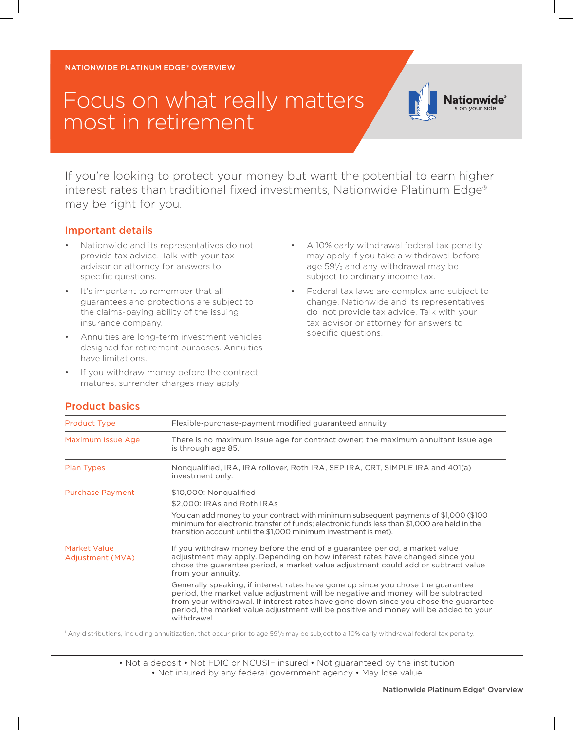NATIONWIDE PLATINUM EDGE® OVERVIEW

# Focus on what really matters most in retirement

Nationwide® is on your side

If you're looking to protect your money but want the potential to earn higher interest rates than traditional fixed investments, Nationwide Platinum Edge® may be right for you.

## Important details

- Nationwide and its representatives do not provide tax advice. Talk with your tax advisor or attorney for answers to specific questions.
- It's important to remember that all guarantees and protections are subject to the claims-paying ability of the issuing insurance company.
- Annuities are long-term investment vehicles designed for retirement purposes. Annuities have limitations.
- If you withdraw money before the contract matures, surrender charges may apply.
- A 10% early withdrawal federal tax penalty may apply if you take a withdrawal before age 59½ and any withdrawal may be subject to ordinary income tax.
- Federal tax laws are complex and subject to change. Nationwide and its representatives do not provide tax advice. Talk with your tax advisor or attorney for answers to specific questions.

## Product basics

| | |
|---|---|
| Product Type | Flexible-purchase-payment modified guaranteed annuity |
| Maximum Issue Age | There is no maximum issue age for contract owner; the maximum annuitant issue age is through age 85.[1] |
| Plan Types | Nonqualified, IRA, IRA rollover, Roth IRA, SEP IRA, CRT, SIMPLE IRA and 401(a) investment only. |
| Purchase Payment | $10,000: Nonqualified<br>$2,000: IRAs and Roth IRAs<br>You can add money to your contract with minimum subsequent payments of $1,000 ($100 minimum for electronic transfer of funds; electronic funds less than $1,000 are held in the transition account until the $1,000 minimum investment is met). |
| Market Value Adjustment (MVA) | If you withdraw money before the end of a guarantee period, a market value adjustment may apply. Depending on how interest rates have changed since you chose the guarantee period, a market value adjustment could add or subtract value from your annuity.<br>Generally speaking, if interest rates have gone up since you chose the guarantee period, the market value adjustment will be negative and money will be subtracted from your withdrawal. If interest rates have gone down since you chose the guarantee period, the market value adjustment will be positive and money will be added to your withdrawal. |

[1] Any distributions, including annuitization, that occur prior to age 59½ may be subject to a 10% early withdrawal federal tax penalty.

• Not a deposit • Not FDIC or NCUSIF insured • Not guaranteed by the institution
• Not insured by any federal government agency • May lose value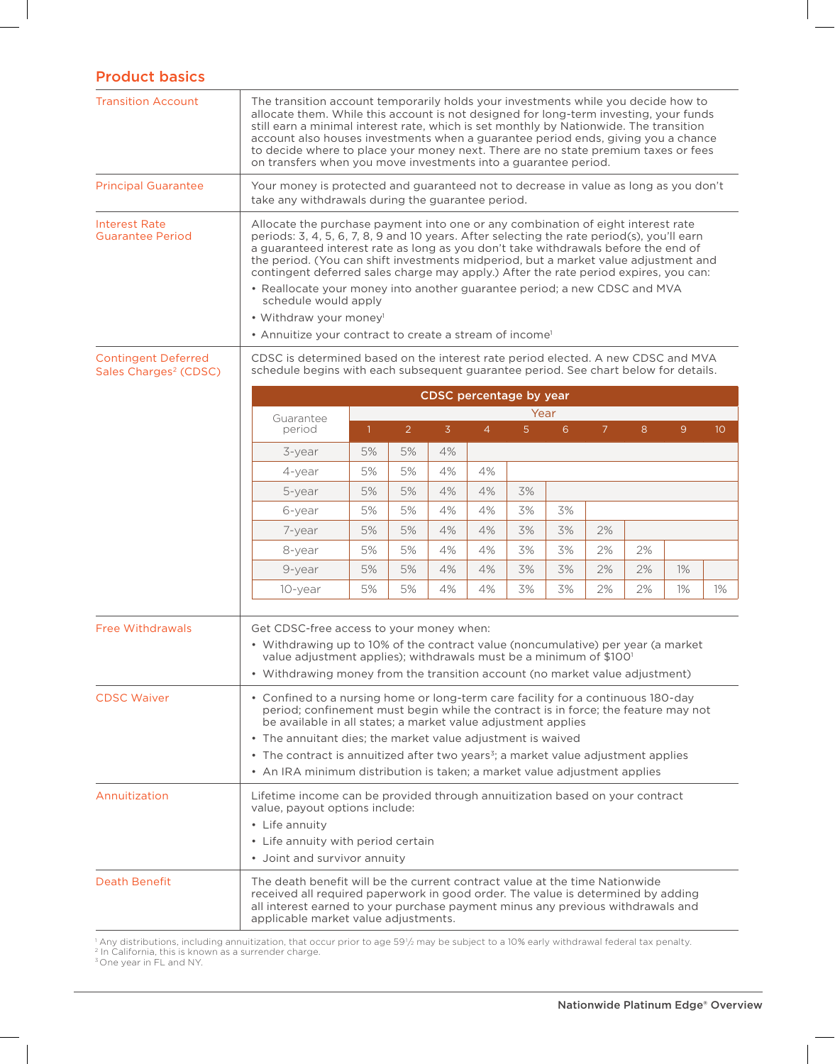## Product basics

| | |
|---|---|
| Transition Account | The transition account temporarily holds your investments while you decide how to allocate them. While this account is not designed for long-term investing, your funds still earn a minimal interest rate, which is set monthly by Nationwide. The transition account also houses investments when a guarantee period ends, giving you a chance to decide where to place your money next. There are no state premium taxes or fees on transfers when you move investments into a guarantee period. |
| Principal Guarantee | Your money is protected and guaranteed not to decrease in value as long as you don't take any withdrawals during the guarantee period. |
| Interest Rate Guarantee Period | Allocate the purchase payment into one or any combination of eight interest rate periods: 3, 4, 5, 6, 7, 8, 9 and 10 years. After selecting the rate period(s), you'll earn a guaranteed interest rate as long as you don't take withdrawals before the end of the period. (You can shift investments midperiod, but a market value adjustment and contingent deferred sales charge may apply.) After the rate period expires, you can: • Reallocate your money into another guarantee period; a new CDSC and MVA schedule would apply • Withdraw your money[1] • Annuitize your contract to create a stream of income[1] |
| Contingent Deferred Sales Charges[2] (CDSC) | CDSC is determined based on the interest rate period elected. A new CDSC and MVA schedule begins with each subsequent guarantee period. See chart below for details. |

**CDSC percentage by year**

| Guarantee period | Year 1 | 2 | 3 | 4 | 5 | 6 | 7 | 8 | 9 | 10 |
|---|---|---|---|---|---|---|---|---|---|---|
| 3-year | 5% | 5% | 4% | | | | | | | |
| 4-year | 5% | 5% | 4% | 4% | | | | | | |
| 5-year | 5% | 5% | 4% | 4% | 3% | | | | | |
| 6-year | 5% | 5% | 4% | 4% | 3% | 3% | | | | |
| 7-year | 5% | 5% | 4% | 4% | 3% | 3% | 2% | | | |
| 8-year | 5% | 5% | 4% | 4% | 3% | 3% | 2% | 2% | | |
| 9-year | 5% | 5% | 4% | 4% | 3% | 3% | 2% | 2% | 1% | |
| 10-year | 5% | 5% | 4% | 4% | 3% | 3% | 2% | 2% | 1% | 1% |

| | |
|---|---|
| Free Withdrawals | Get CDSC-free access to your money when: • Withdrawing up to 10% of the contract value (noncumulative) per year (a market value adjustment applies); withdrawals must be a minimum of $100[1] • Withdrawing money from the transition account (no market value adjustment) |
| CDSC Waiver | • Confined to a nursing home or long-term care facility for a continuous 180-day period; confinement must begin while the contract is in force; the feature may not be available in all states; a market value adjustment applies • The annuitant dies; the market value adjustment is waived • The contract is annuitized after two years[3]; a market value adjustment applies • An IRA minimum distribution is taken; a market value adjustment applies |
| Annuitization | Lifetime income can be provided through annuitization based on your contract value, payout options include: • Life annuity • Life annuity with period certain • Joint and survivor annuity |
| Death Benefit | The death benefit will be the current contract value at the time Nationwide received all required paperwork in good order. The value is determined by adding all interest earned to your purchase payment minus any previous withdrawals and applicable market value adjustments. |

[1] Any distributions, including annuitization, that occur prior to age 59½ may be subject to a 10% early withdrawal federal tax penalty.
[2] In California, this is known as a surrender charge.
[3] One year in FL and NY.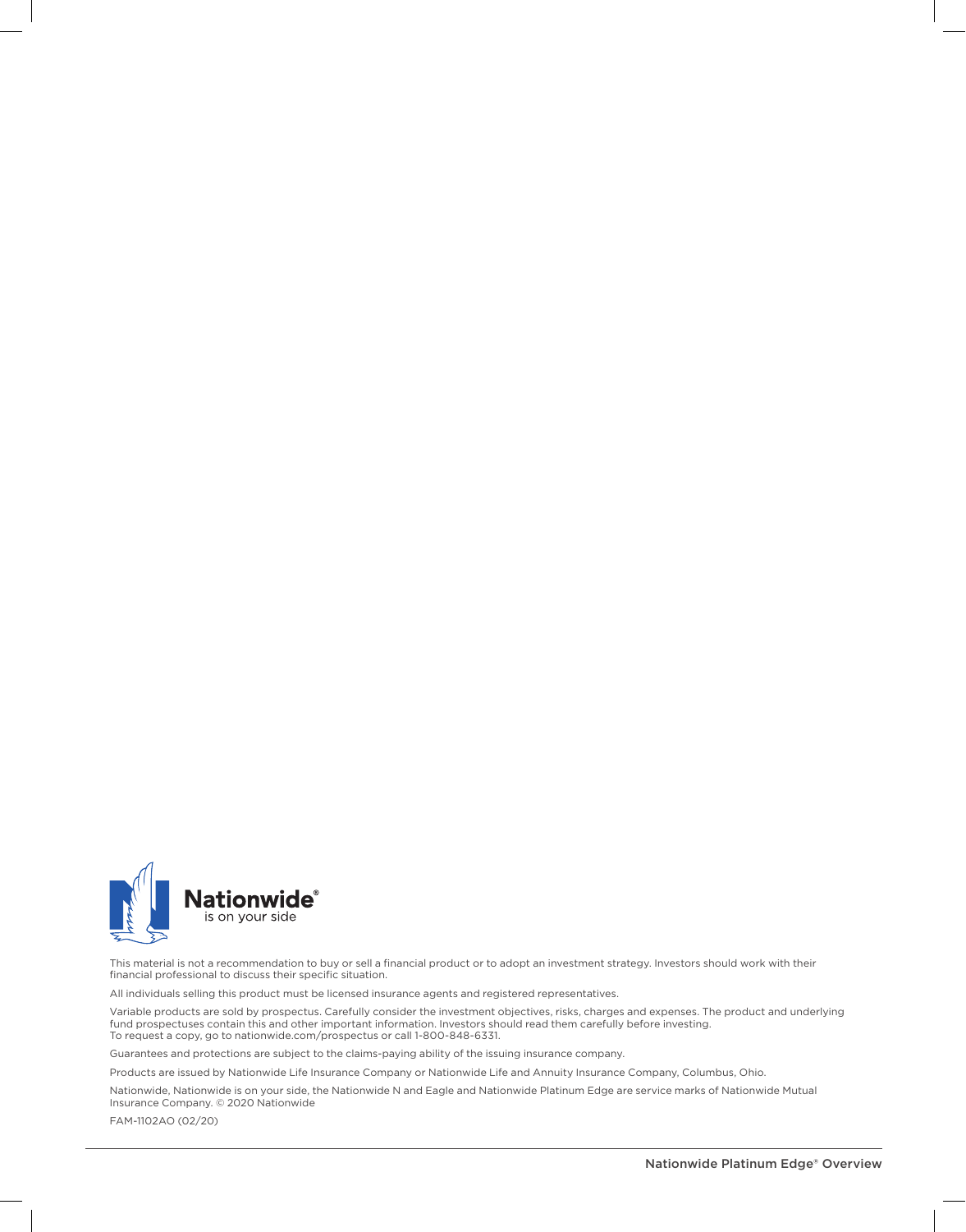Nationwide®
is on your side

This material is not a recommendation to buy or sell a financial product or to adopt an investment strategy. Investors should work with their financial professional to discuss their specific situation.

All individuals selling this product must be licensed insurance agents and registered representatives.

Variable products are sold by prospectus. Carefully consider the investment objectives, risks, charges and expenses. The product and underlying fund prospectuses contain this and other important information. Investors should read them carefully before investing. To request a copy, go to nationwide.com/prospectus or call 1-800-848-6331.

Guarantees and protections are subject to the claims-paying ability of the issuing insurance company.

Products are issued by Nationwide Life Insurance Company or Nationwide Life and Annuity Insurance Company, Columbus, Ohio.

Nationwide, Nationwide is on your side, the Nationwide N and Eagle and Nationwide Platinum Edge are service marks of Nationwide Mutual Insurance Company. © 2020 Nationwide

FAM-1102AO (02/20)